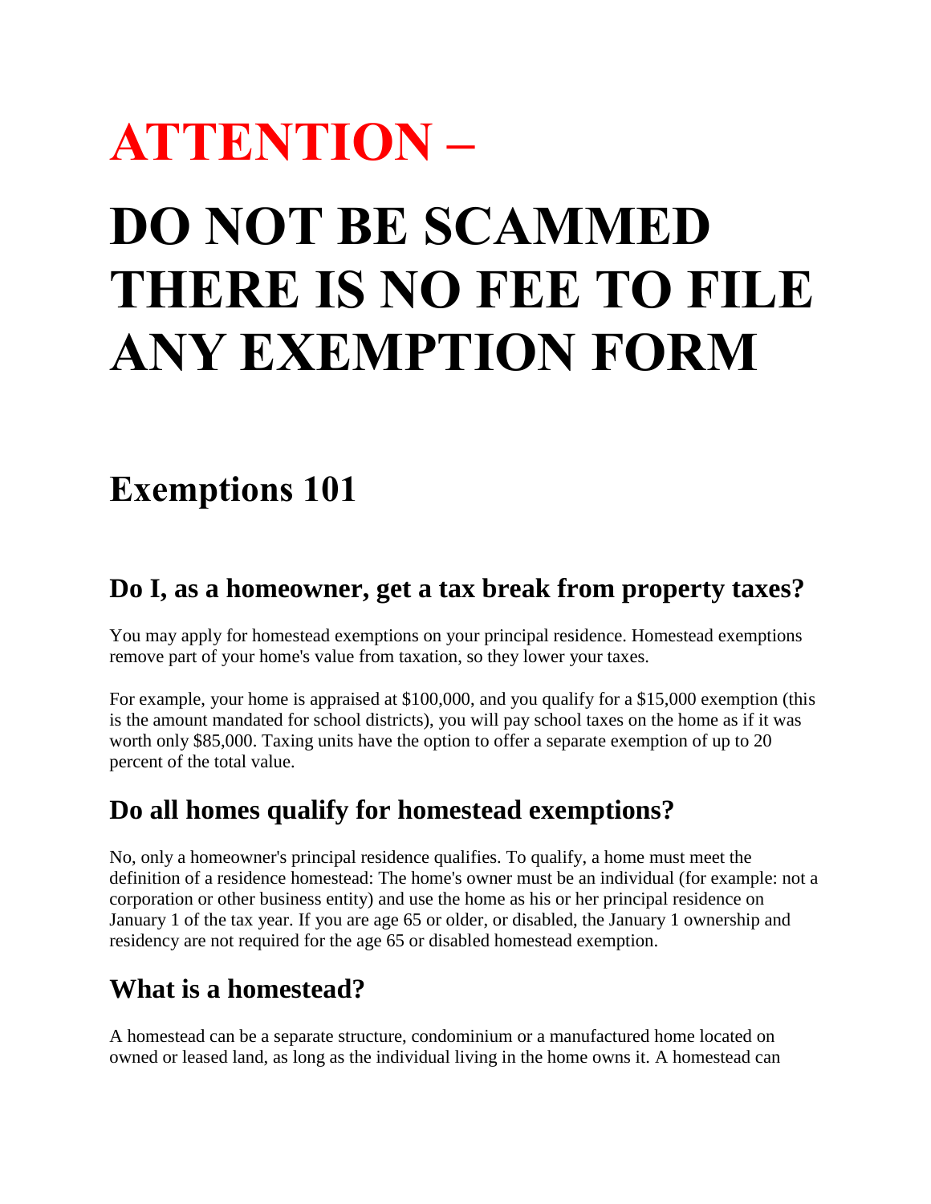# ATTENTION –

# DO NOT BE SCAMMED THERE IS NO FEE TO FILE ANY EXEMPTION FORM

## Exemptions 101

### Do I, as a homeowner, get a tax break from property taxes?

You may apply for homestead exemptions on your principal residence. Homestead exemptions remove part of your home's value from taxation, so they lower your taxes.

For example, your home is appraised at $100,000, and you qualify for a $15,000 exemption (this is the amount mandated for school districts), you will pay school taxes on the home as if it was worth only $85,000. Taxing units have the option to offer a separate exemption of up to 20 percent of the total value.

### Do all homes qualify for homestead exemptions?

No, only a homeowner's principal residence qualifies. To qualify, a home must meet the definition of a residence homestead: The home's owner must be an individual (for example: not a corporation or other business entity) and use the home as his or her principal residence on January 1 of the tax year. If you are age 65 or older, or disabled, the January 1 ownership and residency are not required for the age 65 or disabled homestead exemption.

### What is a homestead?

A homestead can be a separate structure, condominium or a manufactured home located on owned or leased land, as long as the individual living in the home owns it. A homestead can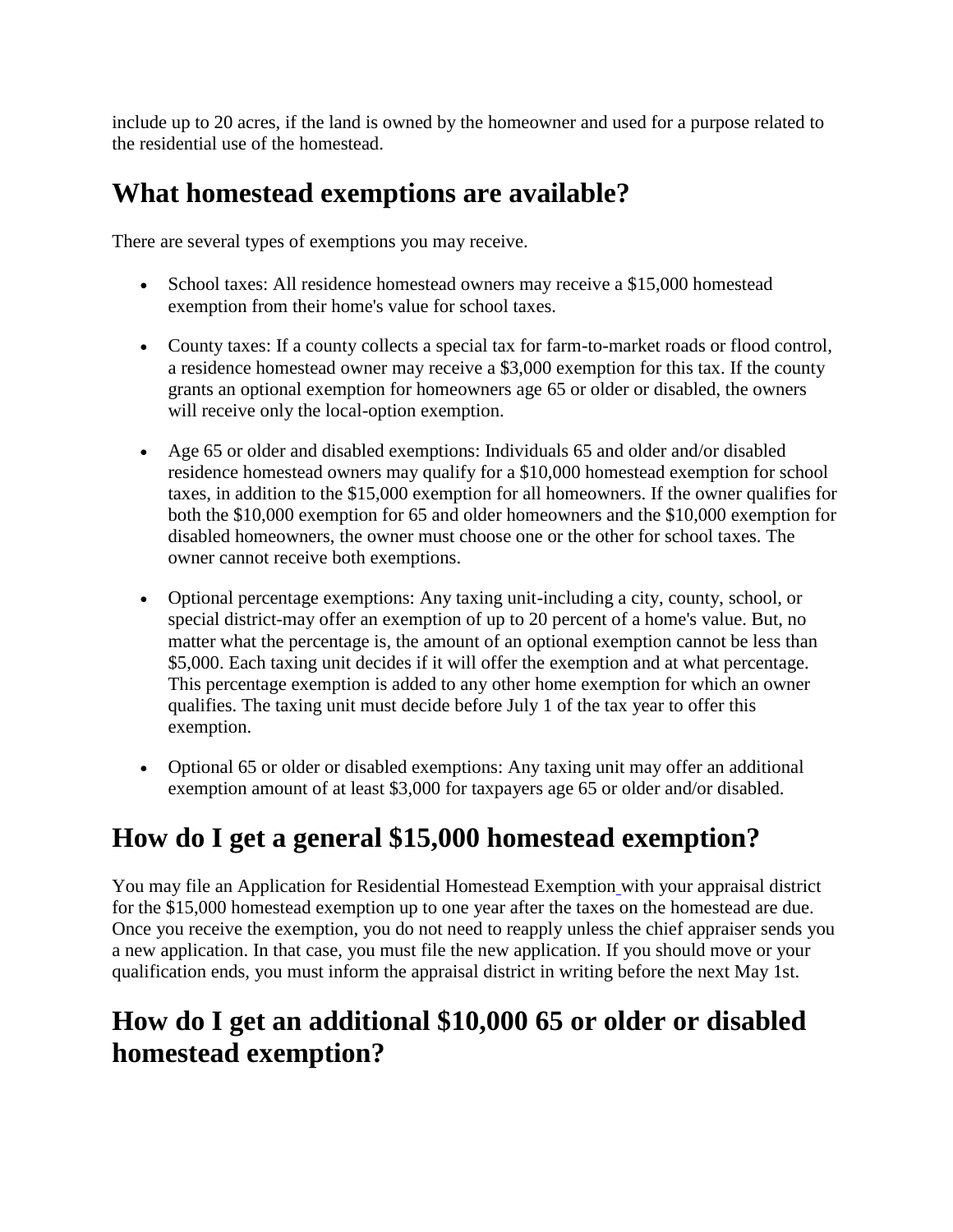include up to 20 acres, if the land is owned by the homeowner and used for a purpose related to the residential use of the homestead.

## What homestead exemptions are available?

There are several types of exemptions you may receive.

- School taxes: All residence homestead owners may receive a $15,000 homestead exemption from their home's value for school taxes.

- County taxes: If a county collects a special tax for farm-to-market roads or flood control, a residence homestead owner may receive a $3,000 exemption for this tax. If the county grants an optional exemption for homeowners age 65 or older or disabled, the owners will receive only the local-option exemption.

- Age 65 or older and disabled exemptions: Individuals 65 and older and/or disabled residence homestead owners may qualify for a $10,000 homestead exemption for school taxes, in addition to the $15,000 exemption for all homeowners. If the owner qualifies for both the $10,000 exemption for 65 and older homeowners and the $10,000 exemption for disabled homeowners, the owner must choose one or the other for school taxes. The owner cannot receive both exemptions.

- Optional percentage exemptions: Any taxing unit-including a city, county, school, or special district-may offer an exemption of up to 20 percent of a home's value. But, no matter what the percentage is, the amount of an optional exemption cannot be less than $5,000. Each taxing unit decides if it will offer the exemption and at what percentage. This percentage exemption is added to any other home exemption for which an owner qualifies. The taxing unit must decide before July 1 of the tax year to offer this exemption.

- Optional 65 or older or disabled exemptions: Any taxing unit may offer an additional exemption amount of at least $3,000 for taxpayers age 65 or older and/or disabled.

## How do I get a general $15,000 homestead exemption?

You may file an Application for Residential Homestead Exemption with your appraisal district for the $15,000 homestead exemption up to one year after the taxes on the homestead are due. Once you receive the exemption, you do not need to reapply unless the chief appraiser sends you a new application. In that case, you must file the new application. If you should move or your qualification ends, you must inform the appraisal district in writing before the next May 1st.

## How do I get an additional $10,000 65 or older or disabled homestead exemption?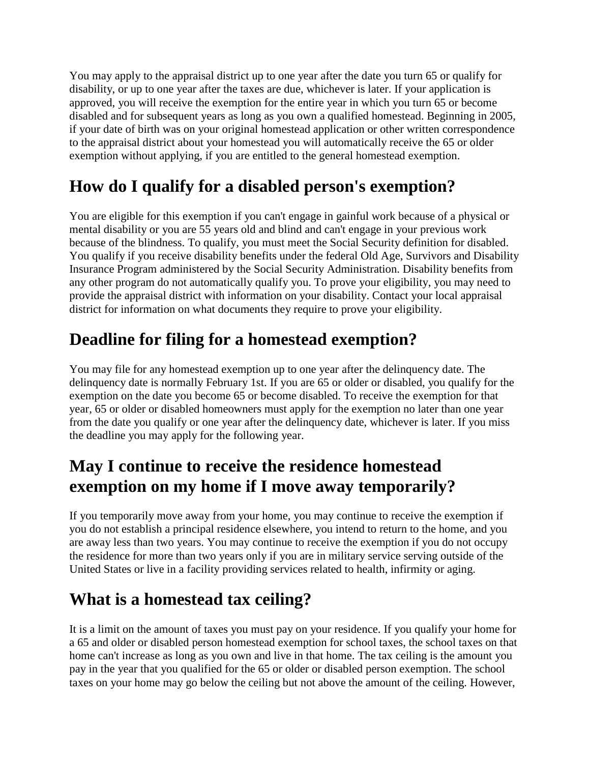You may apply to the appraisal district up to one year after the date you turn 65 or qualify for disability, or up to one year after the taxes are due, whichever is later. If your application is approved, you will receive the exemption for the entire year in which you turn 65 or become disabled and for subsequent years as long as you own a qualified homestead. Beginning in 2005, if your date of birth was on your original homestead application or other written correspondence to the appraisal district about your homestead you will automatically receive the 65 or older exemption without applying, if you are entitled to the general homestead exemption.

## How do I qualify for a disabled person's exemption?

You are eligible for this exemption if you can't engage in gainful work because of a physical or mental disability or you are 55 years old and blind and can't engage in your previous work because of the blindness. To qualify, you must meet the Social Security definition for disabled. You qualify if you receive disability benefits under the federal Old Age, Survivors and Disability Insurance Program administered by the Social Security Administration. Disability benefits from any other program do not automatically qualify you. To prove your eligibility, you may need to provide the appraisal district with information on your disability. Contact your local appraisal district for information on what documents they require to prove your eligibility.

## Deadline for filing for a homestead exemption?

You may file for any homestead exemption up to one year after the delinquency date. The delinquency date is normally February 1st. If you are 65 or older or disabled, you qualify for the exemption on the date you become 65 or become disabled. To receive the exemption for that year, 65 or older or disabled homeowners must apply for the exemption no later than one year from the date you qualify or one year after the delinquency date, whichever is later. If you miss the deadline you may apply for the following year.

## May I continue to receive the residence homestead exemption on my home if I move away temporarily?

If you temporarily move away from your home, you may continue to receive the exemption if you do not establish a principal residence elsewhere, you intend to return to the home, and you are away less than two years. You may continue to receive the exemption if you do not occupy the residence for more than two years only if you are in military service serving outside of the United States or live in a facility providing services related to health, infirmity or aging.

## What is a homestead tax ceiling?

It is a limit on the amount of taxes you must pay on your residence. If you qualify your home for a 65 and older or disabled person homestead exemption for school taxes, the school taxes on that home can't increase as long as you own and live in that home. The tax ceiling is the amount you pay in the year that you qualified for the 65 or older or disabled person exemption. The school taxes on your home may go below the ceiling but not above the amount of the ceiling. However,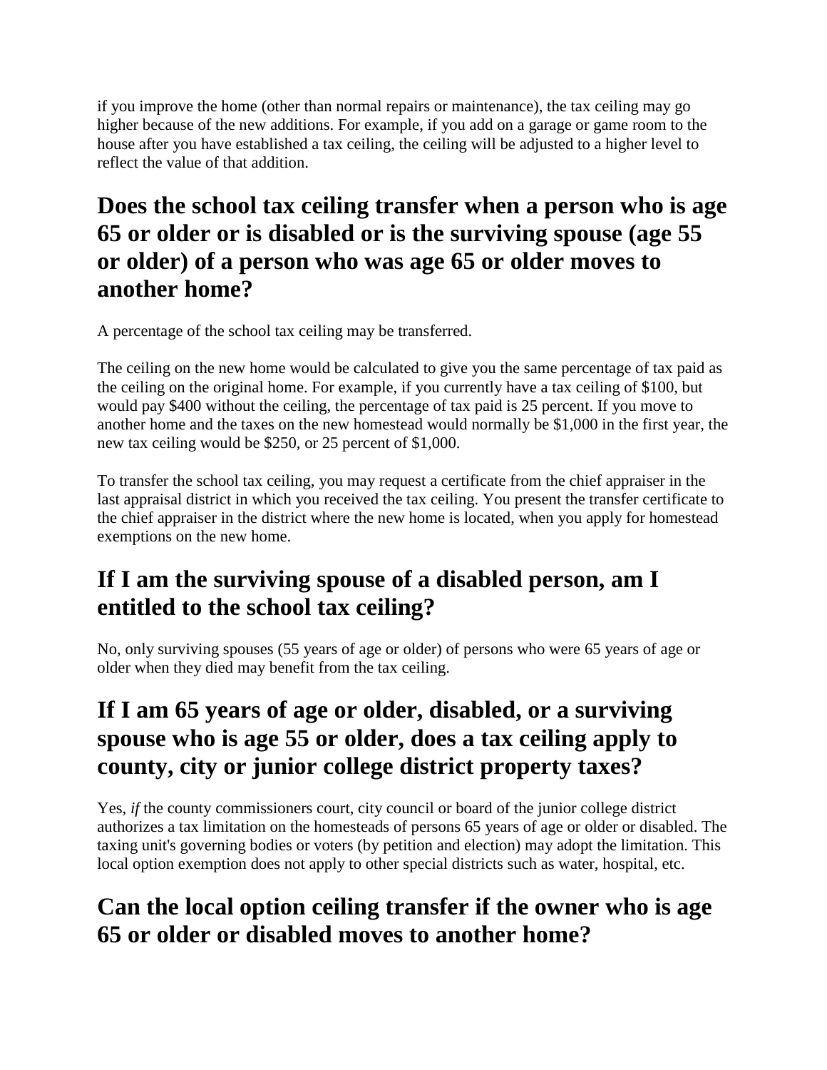if you improve the home (other than normal repairs or maintenance), the tax ceiling may go higher because of the new additions. For example, if you add on a garage or game room to the house after you have established a tax ceiling, the ceiling will be adjusted to a higher level to reflect the value of that addition.

## Does the school tax ceiling transfer when a person who is age 65 or older or is disabled or is the surviving spouse (age 55 or older) of a person who was age 65 or older moves to another home?

A percentage of the school tax ceiling may be transferred.

The ceiling on the new home would be calculated to give you the same percentage of tax paid as the ceiling on the original home. For example, if you currently have a tax ceiling of $100, but would pay $400 without the ceiling, the percentage of tax paid is 25 percent. If you move to another home and the taxes on the new homestead would normally be $1,000 in the first year, the new tax ceiling would be $250, or 25 percent of $1,000.

To transfer the school tax ceiling, you may request a certificate from the chief appraiser in the last appraisal district in which you received the tax ceiling. You present the transfer certificate to the chief appraiser in the district where the new home is located, when you apply for homestead exemptions on the new home.

## If I am the surviving spouse of a disabled person, am I entitled to the school tax ceiling?

No, only surviving spouses (55 years of age or older) of persons who were 65 years of age or older when they died may benefit from the tax ceiling.

## If I am 65 years of age or older, disabled, or a surviving spouse who is age 55 or older, does a tax ceiling apply to county, city or junior college district property taxes?

Yes, *if* the county commissioners court, city council or board of the junior college district authorizes a tax limitation on the homesteads of persons 65 years of age or older or disabled. The taxing unit's governing bodies or voters (by petition and election) may adopt the limitation. This local option exemption does not apply to other special districts such as water, hospital, etc.

## Can the local option ceiling transfer if the owner who is age 65 or older or disabled moves to another home?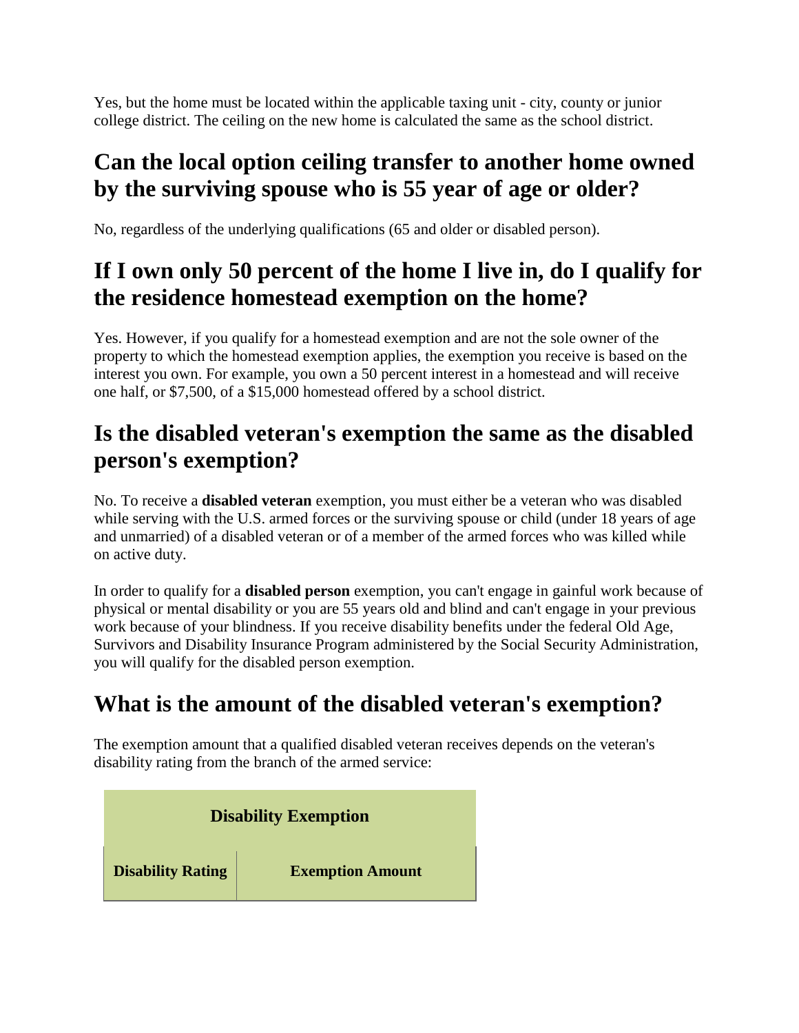Yes, but the home must be located within the applicable taxing unit - city, county or junior college district. The ceiling on the new home is calculated the same as the school district.

## Can the local option ceiling transfer to another home owned by the surviving spouse who is 55 year of age or older?

No, regardless of the underlying qualifications (65 and older or disabled person).

## If I own only 50 percent of the home I live in, do I qualify for the residence homestead exemption on the home?

Yes. However, if you qualify for a homestead exemption and are not the sole owner of the property to which the homestead exemption applies, the exemption you receive is based on the interest you own. For example, you own a 50 percent interest in a homestead and will receive one half, or $7,500, of a $15,000 homestead offered by a school district.

## Is the disabled veteran's exemption the same as the disabled person's exemption?

No. To receive a **disabled veteran** exemption, you must either be a veteran who was disabled while serving with the U.S. armed forces or the surviving spouse or child (under 18 years of age and unmarried) of a disabled veteran or of a member of the armed forces who was killed while on active duty.

In order to qualify for a **disabled person** exemption, you can't engage in gainful work because of physical or mental disability or you are 55 years old and blind and can't engage in your previous work because of your blindness. If you receive disability benefits under the federal Old Age, Survivors and Disability Insurance Program administered by the Social Security Administration, you will qualify for the disabled person exemption.

## What is the amount of the disabled veteran's exemption?

The exemption amount that a qualified disabled veteran receives depends on the veteran's disability rating from the branch of the armed service:

| Disability Exemption | |
|---|---|
| **Disability Rating** | **Exemption Amount** |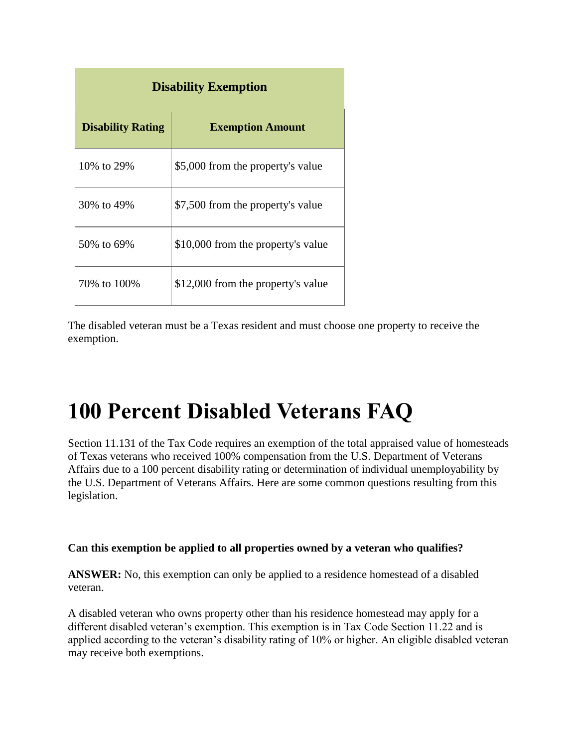| Disability Exemption | |
| --- | --- |
| **Disability Rating** | **Exemption Amount** |
| 10% to 29% | $5,000 from the property's value |
| 30% to 49% | $7,500 from the property's value |
| 50% to 69% | $10,000 from the property's value |
| 70% to 100% | $12,000 from the property's value |

The disabled veteran must be a Texas resident and must choose one property to receive the exemption.

# 100 Percent Disabled Veterans FAQ

Section 11.131 of the Tax Code requires an exemption of the total appraised value of homesteads of Texas veterans who received 100% compensation from the U.S. Department of Veterans Affairs due to a 100 percent disability rating or determination of individual unemployability by the U.S. Department of Veterans Affairs. Here are some common questions resulting from this legislation.

**Can this exemption be applied to all properties owned by a veteran who qualifies?**

**ANSWER:** No, this exemption can only be applied to a residence homestead of a disabled veteran.

A disabled veteran who owns property other than his residence homestead may apply for a different disabled veteran's exemption. This exemption is in Tax Code Section 11.22 and is applied according to the veteran's disability rating of 10% or higher. An eligible disabled veteran may receive both exemptions.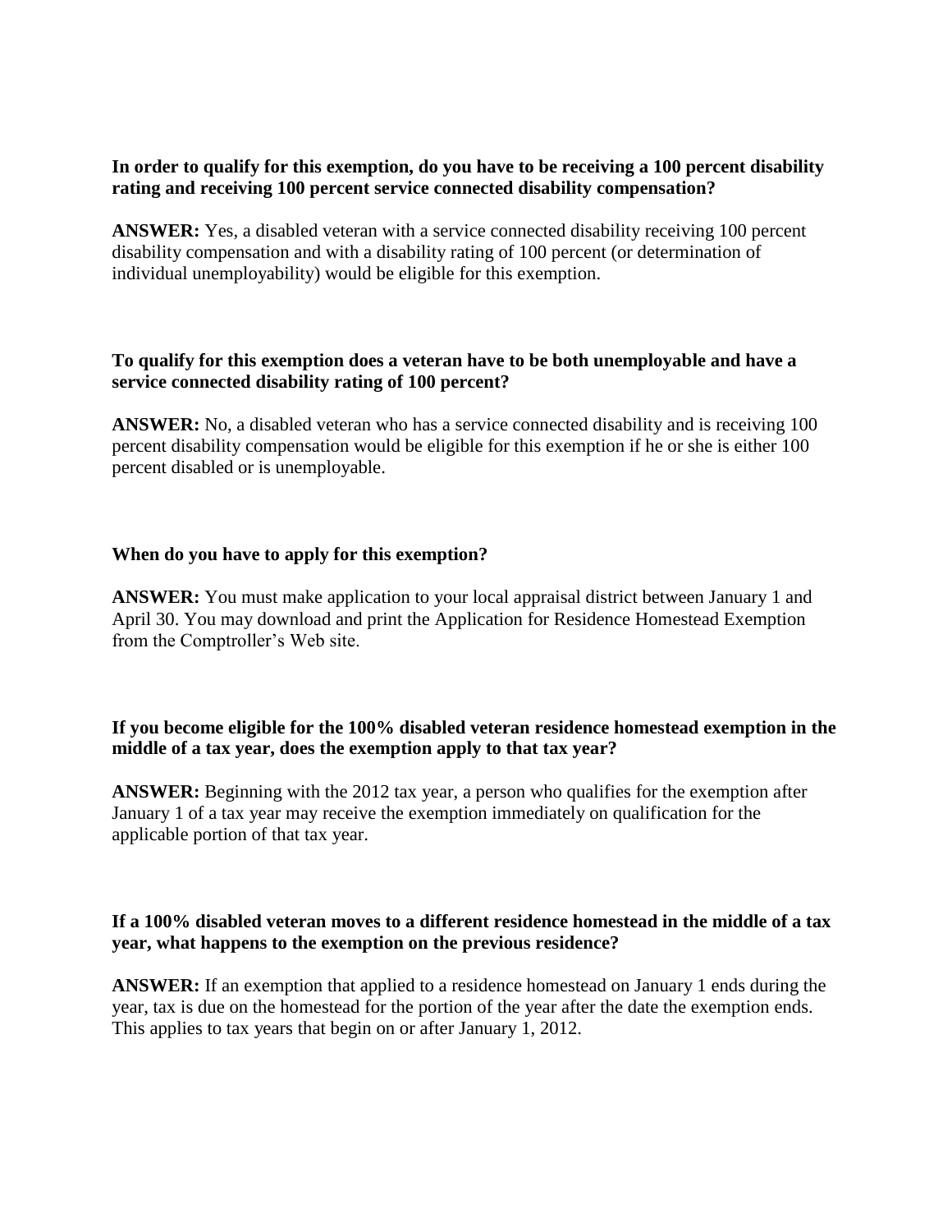**In order to qualify for this exemption, do you have to be receiving a 100 percent disability rating and receiving 100 percent service connected disability compensation?**

**ANSWER:** Yes, a disabled veteran with a service connected disability receiving 100 percent disability compensation and with a disability rating of 100 percent (or determination of individual unemployability) would be eligible for this exemption.

**To qualify for this exemption does a veteran have to be both unemployable and have a service connected disability rating of 100 percent?**

**ANSWER:** No, a disabled veteran who has a service connected disability and is receiving 100 percent disability compensation would be eligible for this exemption if he or she is either 100 percent disabled or is unemployable.

**When do you have to apply for this exemption?**

**ANSWER:** You must make application to your local appraisal district between January 1 and April 30. You may download and print the Application for Residence Homestead Exemption from the Comptroller's Web site.

**If you become eligible for the 100% disabled veteran residence homestead exemption in the middle of a tax year, does the exemption apply to that tax year?**

**ANSWER:** Beginning with the 2012 tax year, a person who qualifies for the exemption after January 1 of a tax year may receive the exemption immediately on qualification for the applicable portion of that tax year.

**If a 100% disabled veteran moves to a different residence homestead in the middle of a tax year, what happens to the exemption on the previous residence?**

**ANSWER:** If an exemption that applied to a residence homestead on January 1 ends during the year, tax is due on the homestead for the portion of the year after the date the exemption ends. This applies to tax years that begin on or after January 1, 2012.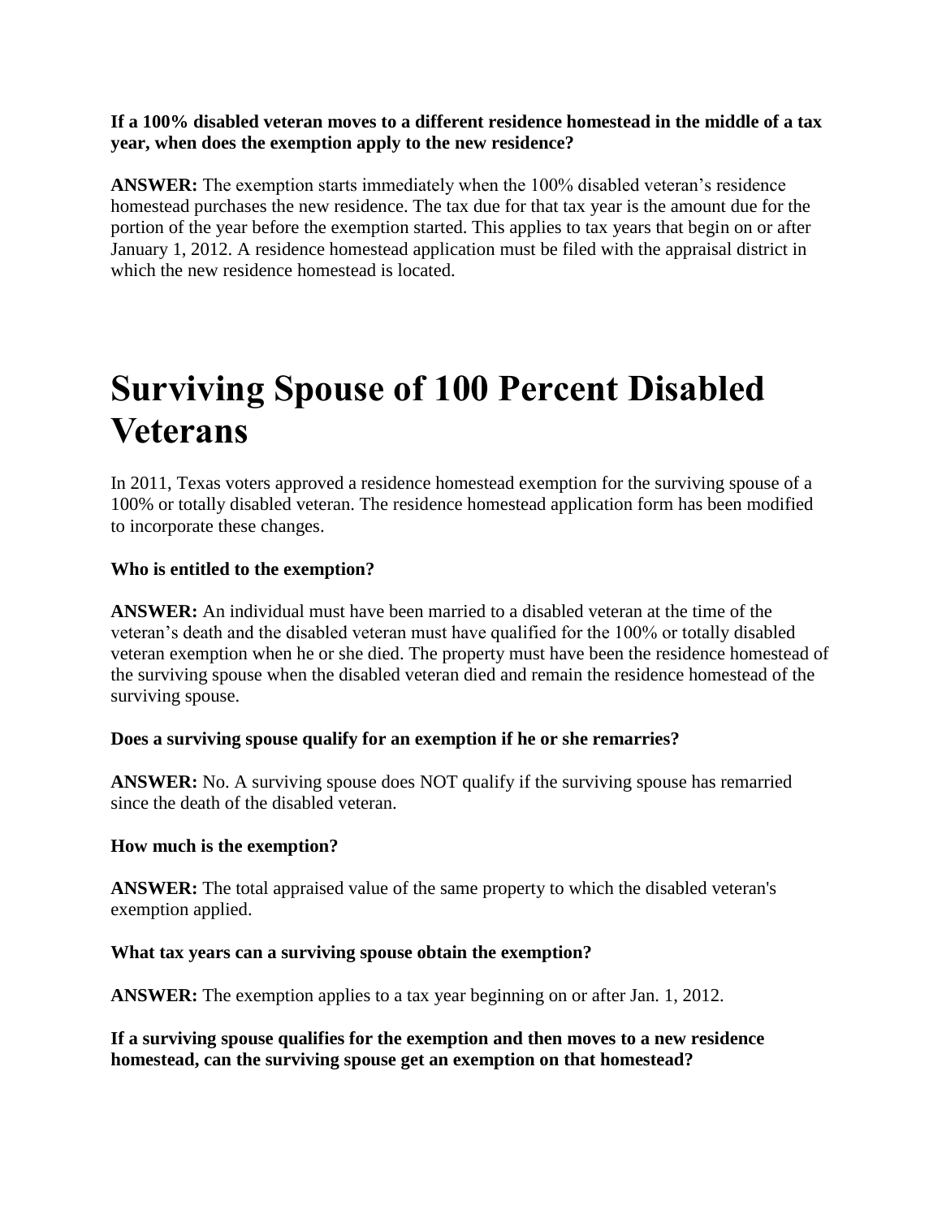**If a 100% disabled veteran moves to a different residence homestead in the middle of a tax year, when does the exemption apply to the new residence?**

**ANSWER:** The exemption starts immediately when the 100% disabled veteran's residence homestead purchases the new residence. The tax due for that tax year is the amount due for the portion of the year before the exemption started. This applies to tax years that begin on or after January 1, 2012. A residence homestead application must be filed with the appraisal district in which the new residence homestead is located.

# Surviving Spouse of 100 Percent Disabled Veterans

In 2011, Texas voters approved a residence homestead exemption for the surviving spouse of a 100% or totally disabled veteran. The residence homestead application form has been modified to incorporate these changes.

**Who is entitled to the exemption?**

**ANSWER:** An individual must have been married to a disabled veteran at the time of the veteran's death and the disabled veteran must have qualified for the 100% or totally disabled veteran exemption when he or she died. The property must have been the residence homestead of the surviving spouse when the disabled veteran died and remain the residence homestead of the surviving spouse.

**Does a surviving spouse qualify for an exemption if he or she remarries?**

**ANSWER:** No. A surviving spouse does NOT qualify if the surviving spouse has remarried since the death of the disabled veteran.

**How much is the exemption?**

**ANSWER:** The total appraised value of the same property to which the disabled veteran's exemption applied.

**What tax years can a surviving spouse obtain the exemption?**

**ANSWER:** The exemption applies to a tax year beginning on or after Jan. 1, 2012.

**If a surviving spouse qualifies for the exemption and then moves to a new residence homestead, can the surviving spouse get an exemption on that homestead?**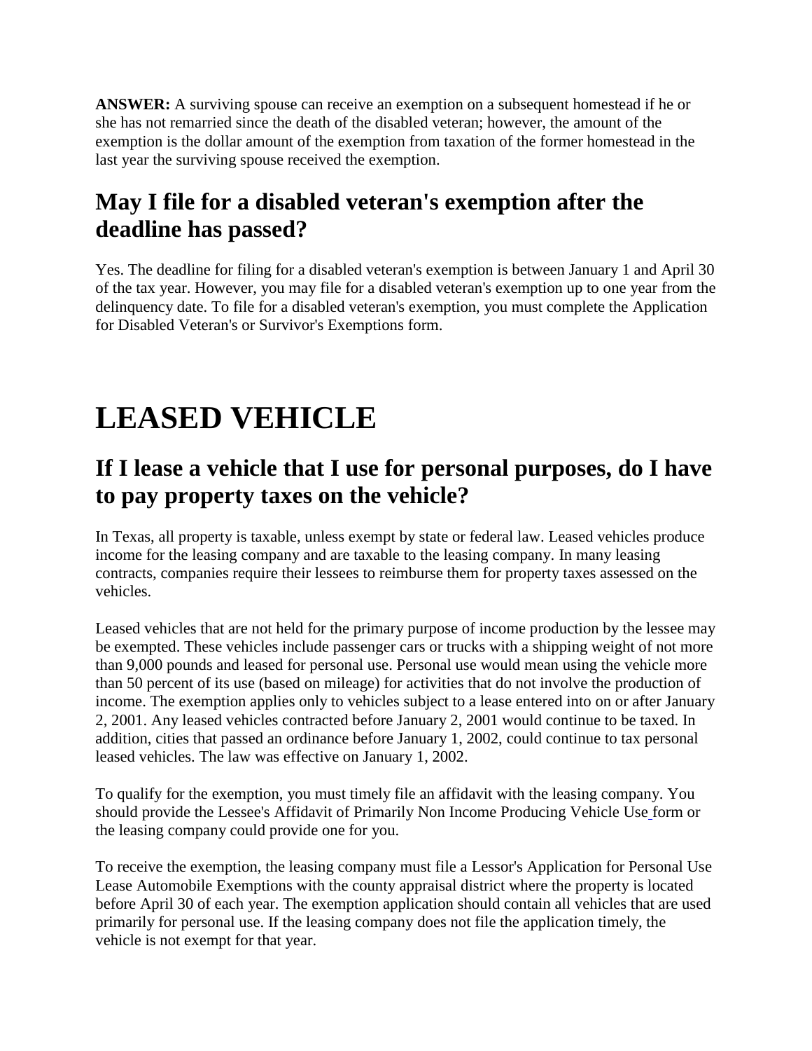**ANSWER:** A surviving spouse can receive an exemption on a subsequent homestead if he or she has not remarried since the death of the disabled veteran; however, the amount of the exemption is the dollar amount of the exemption from taxation of the former homestead in the last year the surviving spouse received the exemption.

## May I file for a disabled veteran's exemption after the deadline has passed?

Yes. The deadline for filing for a disabled veteran's exemption is between January 1 and April 30 of the tax year. However, you may file for a disabled veteran's exemption up to one year from the delinquency date. To file for a disabled veteran's exemption, you must complete the Application for Disabled Veteran's or Survivor's Exemptions form.

# LEASED VEHICLE

## If I lease a vehicle that I use for personal purposes, do I have to pay property taxes on the vehicle?

In Texas, all property is taxable, unless exempt by state or federal law. Leased vehicles produce income for the leasing company and are taxable to the leasing company. In many leasing contracts, companies require their lessees to reimburse them for property taxes assessed on the vehicles.

Leased vehicles that are not held for the primary purpose of income production by the lessee may be exempted. These vehicles include passenger cars or trucks with a shipping weight of not more than 9,000 pounds and leased for personal use. Personal use would mean using the vehicle more than 50 percent of its use (based on mileage) for activities that do not involve the production of income. The exemption applies only to vehicles subject to a lease entered into on or after January 2, 2001. Any leased vehicles contracted before January 2, 2001 would continue to be taxed. In addition, cities that passed an ordinance before January 1, 2002, could continue to tax personal leased vehicles. The law was effective on January 1, 2002.

To qualify for the exemption, you must timely file an affidavit with the leasing company. You should provide the Lessee's Affidavit of Primarily Non Income Producing Vehicle Use form or the leasing company could provide one for you.

To receive the exemption, the leasing company must file a Lessor's Application for Personal Use Lease Automobile Exemptions with the county appraisal district where the property is located before April 30 of each year. The exemption application should contain all vehicles that are used primarily for personal use. If the leasing company does not file the application timely, the vehicle is not exempt for that year.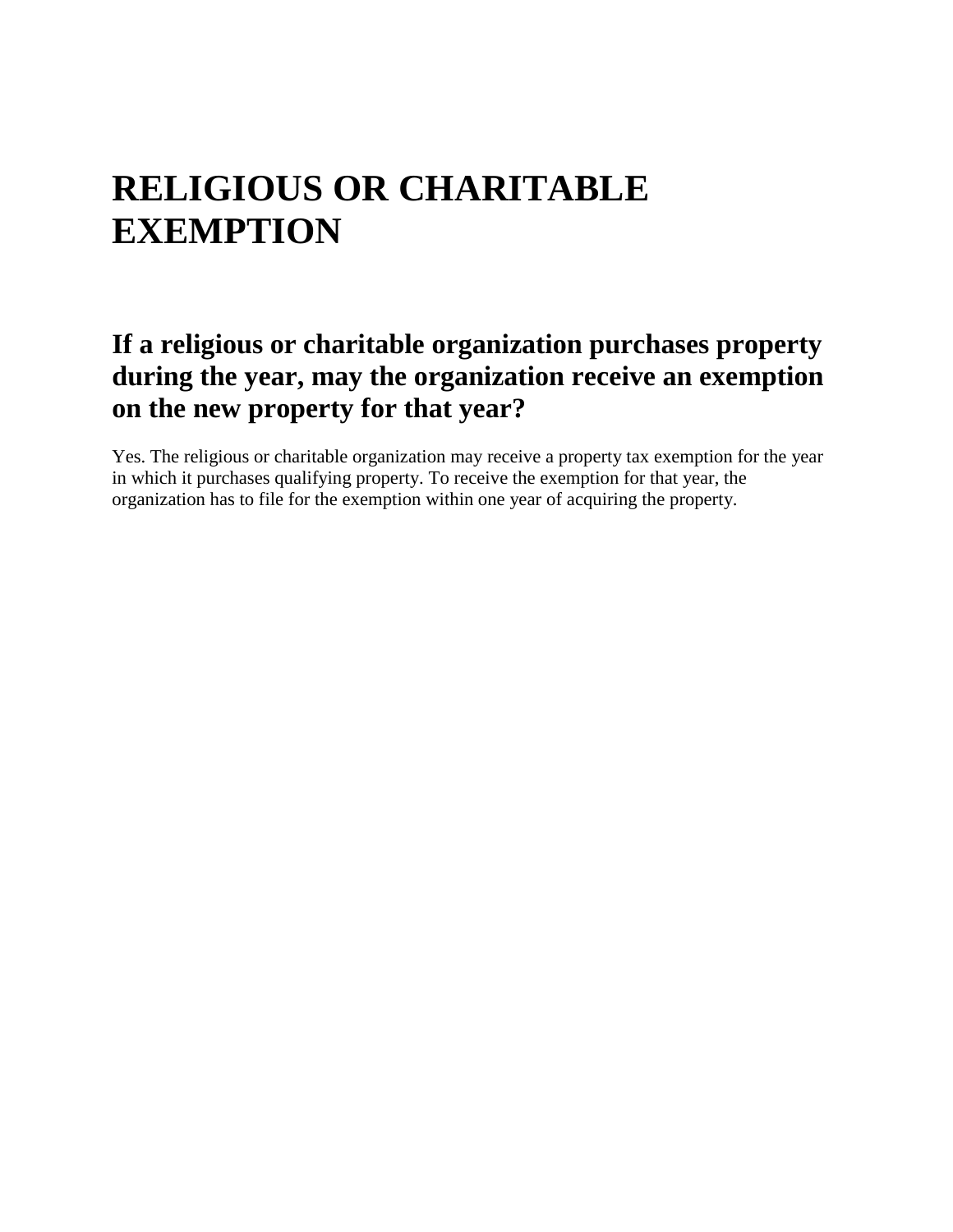# RELIGIOUS OR CHARITABLE EXEMPTION

## If a religious or charitable organization purchases property during the year, may the organization receive an exemption on the new property for that year?

Yes. The religious or charitable organization may receive a property tax exemption for the year in which it purchases qualifying property. To receive the exemption for that year, the organization has to file for the exemption within one year of acquiring the property.